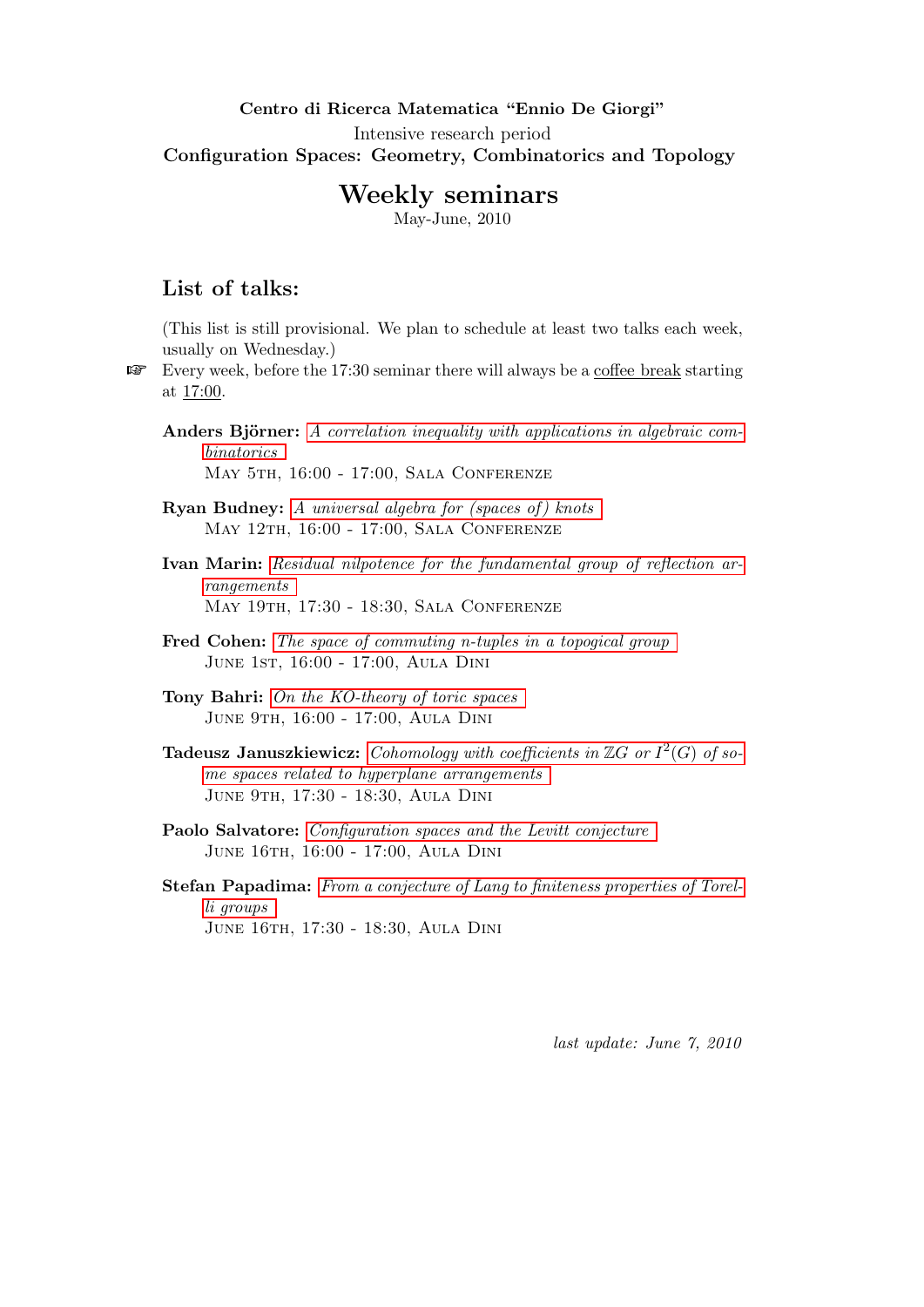**Centro di Ricerca Matematica "Ennio De Giorgi"**

Intensive research period

**Configuration Spaces: Geometry, Combinatorics and Topology**

# Weekly seminars

May-June, 2010

## List of talks:

(This list is still provisional. We plan to schedule at least two talks each week, usually on Wednesday.)

☞ Every week, before the 17:30 seminar there will always be a coffee break starting at 17:00.

**Anders Björner:** *A correlation inequality with applications in algebraic combinatorics*
MAY 5TH, 16:00 - 17:00, SALA CONFERENZE

**Ryan Budney:** *A universal algebra for (spaces of) knots*
MAY 12TH, 16:00 - 17:00, SALA CONFERENZE

**Ivan Marin:** *Residual nilpotence for the fundamental group of reflection arrangements*
MAY 19TH, 17:30 - 18:30, SALA CONFERENZE

**Fred Cohen:** *The space of commuting n-tuples in a topogical group*
JUNE 1ST, 16:00 - 17:00, AULA DINI

**Tony Bahri:** *On the KO-theory of toric spaces*
JUNE 9TH, 16:00 - 17:00, AULA DINI

**Tadeusz Januszkiewicz:** *Cohomology with coefficients in $\mathbb{Z}G$ or $I^2(G)$ of some spaces related to hyperplane arrangements*
JUNE 9TH, 17:30 - 18:30, AULA DINI

**Paolo Salvatore:** *Configuration spaces and the Levitt conjecture*
JUNE 16TH, 16:00 - 17:00, AULA DINI

**Stefan Papadima:** *From a conjecture of Lang to finiteness properties of Torelli groups*
JUNE 16TH, 17:30 - 18:30, AULA DINI

*last update: June 7, 2010*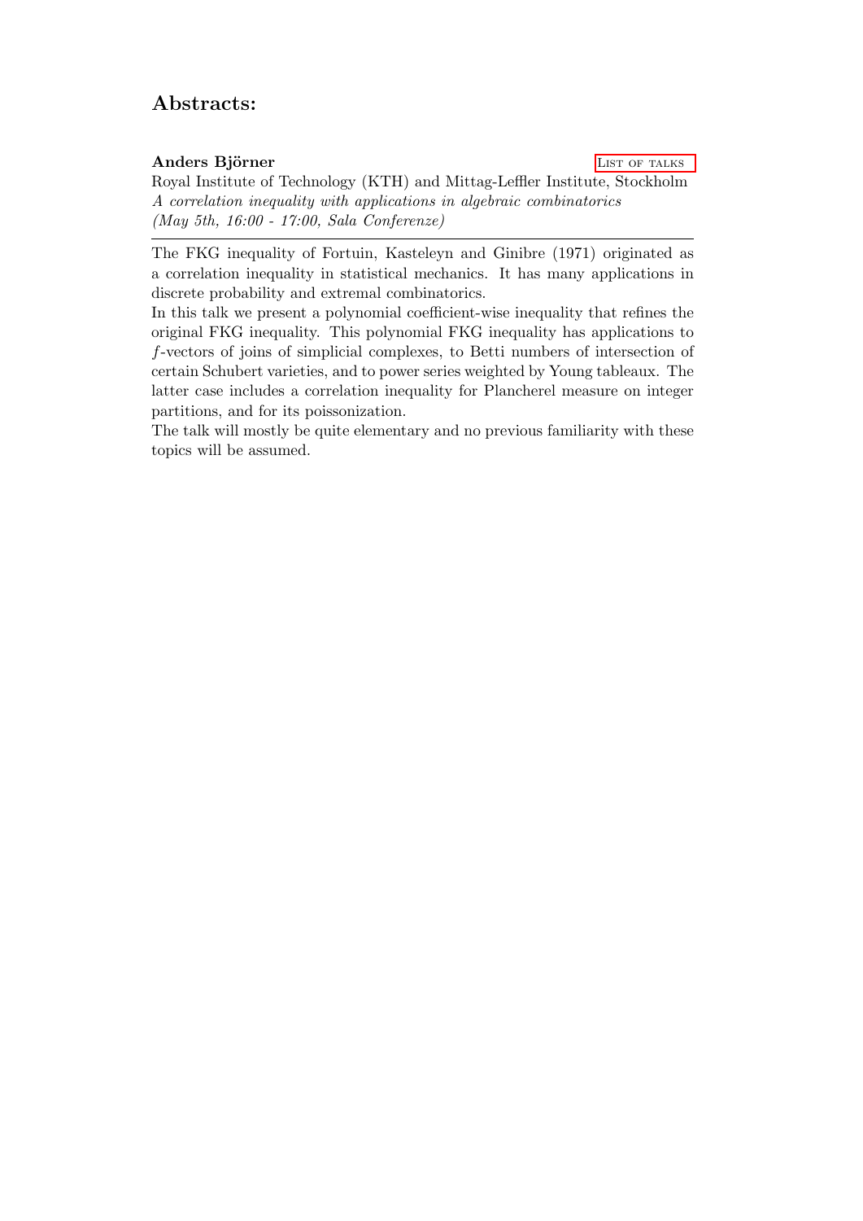## Abstracts:

**Anders Björner** List of talks

Royal Institute of Technology (KTH) and Mittag-Leffler Institute, Stockholm

*A correlation inequality with applications in algebraic combinatorics*

*(May 5th, 16:00 - 17:00, Sala Conferenze)*

---

The FKG inequality of Fortuin, Kasteleyn and Ginibre (1971) originated as a correlation inequality in statistical mechanics. It has many applications in discrete probability and extremal combinatorics.

In this talk we present a polynomial coefficient-wise inequality that refines the original FKG inequality. This polynomial FKG inequality has applications to $f$-vectors of joins of simplicial complexes, to Betti numbers of intersection of certain Schubert varieties, and to power series weighted by Young tableaux. The latter case includes a correlation inequality for Plancherel measure on integer partitions, and for its poissonization.

The talk will mostly be quite elementary and no previous familiarity with these topics will be assumed.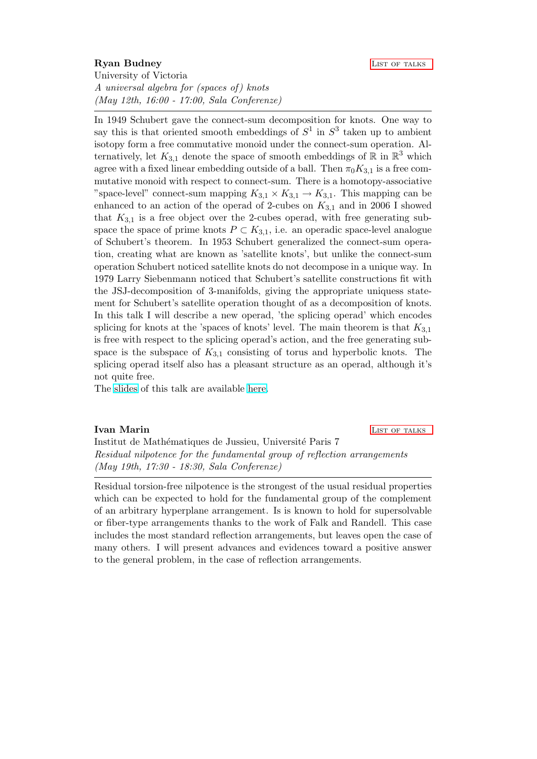**Ryan Budney** List of talks

University of Victoria

*A universal algebra for (spaces of) knots*

*(May 12th, 16:00 - 17:00, Sala Conferenze)*

---

In 1949 Schubert gave the connect-sum decomposition for knots. One way to say this is that oriented smooth embeddings of $S^1$ in $S^3$ taken up to ambient isotopy form a free commutative monoid under the connect-sum operation. Alternatively, let $K_{3,1}$ denote the space of smooth embeddings of $\mathbb{R}$ in $\mathbb{R}^3$ which agree with a fixed linear embedding outside of a ball. Then $\pi_0 K_{3,1}$ is a free commutative monoid with respect to connect-sum. There is a homotopy-associative "space-level" connect-sum mapping $K_{3,1} \times K_{3,1} \to K_{3,1}$. This mapping can be enhanced to an action of the operad of 2-cubes on $K_{3,1}$ and in 2006 I showed that $K_{3,1}$ is a free object over the 2-cubes operad, with free generating subspace the space of prime knots $P \subset K_{3,1}$, i.e. an operadic space-level analogue of Schubert's theorem. In 1953 Schubert generalized the connect-sum operation, creating what are known as 'satellite knots', but unlike the connect-sum operation Schubert noticed satellite knots do not decompose in a unique way. In 1979 Larry Siebenmann noticed that Schubert's satellite constructions fit with the JSJ-decomposition of 3-manifolds, giving the appropriate uniquess statement for Schubert's satellite operation thought of as a decomposition of knots. In this talk I will describe a new operad, 'the splicing operad' which encodes splicing for knots at the 'spaces of knots' level. The main theorem is that $K_{3,1}$ is free with respect to the splicing operad's action, and the free generating subspace is the subspace of $K_{3,1}$ consisting of torus and hyperbolic knots. The splicing operad itself also has a pleasant structure as an operad, although it's not quite free.

The slides of this talk are available here.

**Ivan Marin** List of talks

Institut de Mathématiques de Jussieu, Université Paris 7

*Residual nilpotence for the fundamental group of reflection arrangements*

*(May 19th, 17:30 - 18:30, Sala Conferenze)*

---

Residual torsion-free nilpotence is the strongest of the usual residual properties which can be expected to hold for the fundamental group of the complement of an arbitrary hyperplane arrangement. Is is known to hold for supersolvable or fiber-type arrangements thanks to the work of Falk and Randell. This case includes the most standard reflection arrangements, but leaves open the case of many others. I will present advances and evidences toward a positive answer to the general problem, in the case of reflection arrangements.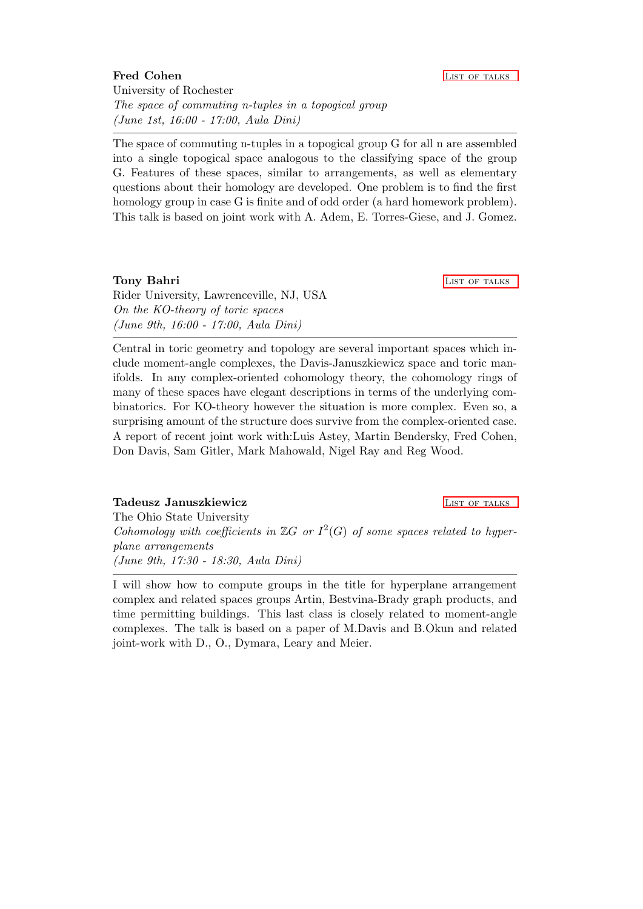**Fred Cohen** List of talks

University of Rochester

*The space of commuting n-tuples in a topogical group*

*(June 1st, 16:00 - 17:00, Aula Dini)*

---

The space of commuting n-tuples in a topogical group G for all n are assembled into a single topogical space analogous to the classifying space of the group G. Features of these spaces, similar to arrangements, as well as elementary questions about their homology are developed. One problem is to find the first homology group in case G is finite and of odd order (a hard homework problem). This talk is based on joint work with A. Adem, E. Torres-Giese, and J. Gomez.

**Tony Bahri** List of talks

Rider University, Lawrenceville, NJ, USA

*On the KO-theory of toric spaces*

*(June 9th, 16:00 - 17:00, Aula Dini)*

---

Central in toric geometry and topology are several important spaces which include moment-angle complexes, the Davis-Januszkiewicz space and toric manifolds. In any complex-oriented cohomology theory, the cohomology rings of many of these spaces have elegant descriptions in terms of the underlying combinatorics. For KO-theory however the situation is more complex. Even so, a surprising amount of the structure does survive from the complex-oriented case. A report of recent joint work with:Luis Astey, Martin Bendersky, Fred Cohen, Don Davis, Sam Gitler, Mark Mahowald, Nigel Ray and Reg Wood.

**Tadeusz Januszkiewicz** List of talks

The Ohio State University

*Cohomology with coefficients in $\mathbb{Z}G$ or $l^2(G)$ of some spaces related to hyperplane arrangements*

*(June 9th, 17:30 - 18:30, Aula Dini)*

---

I will show how to compute groups in the title for hyperplane arrangement complex and related spaces groups Artin, Bestvina-Brady graph products, and time permitting buildings. This last class is closely related to moment-angle complexes. The talk is based on a paper of M.Davis and B.Okun and related joint-work with D., O., Dymara, Leary and Meier.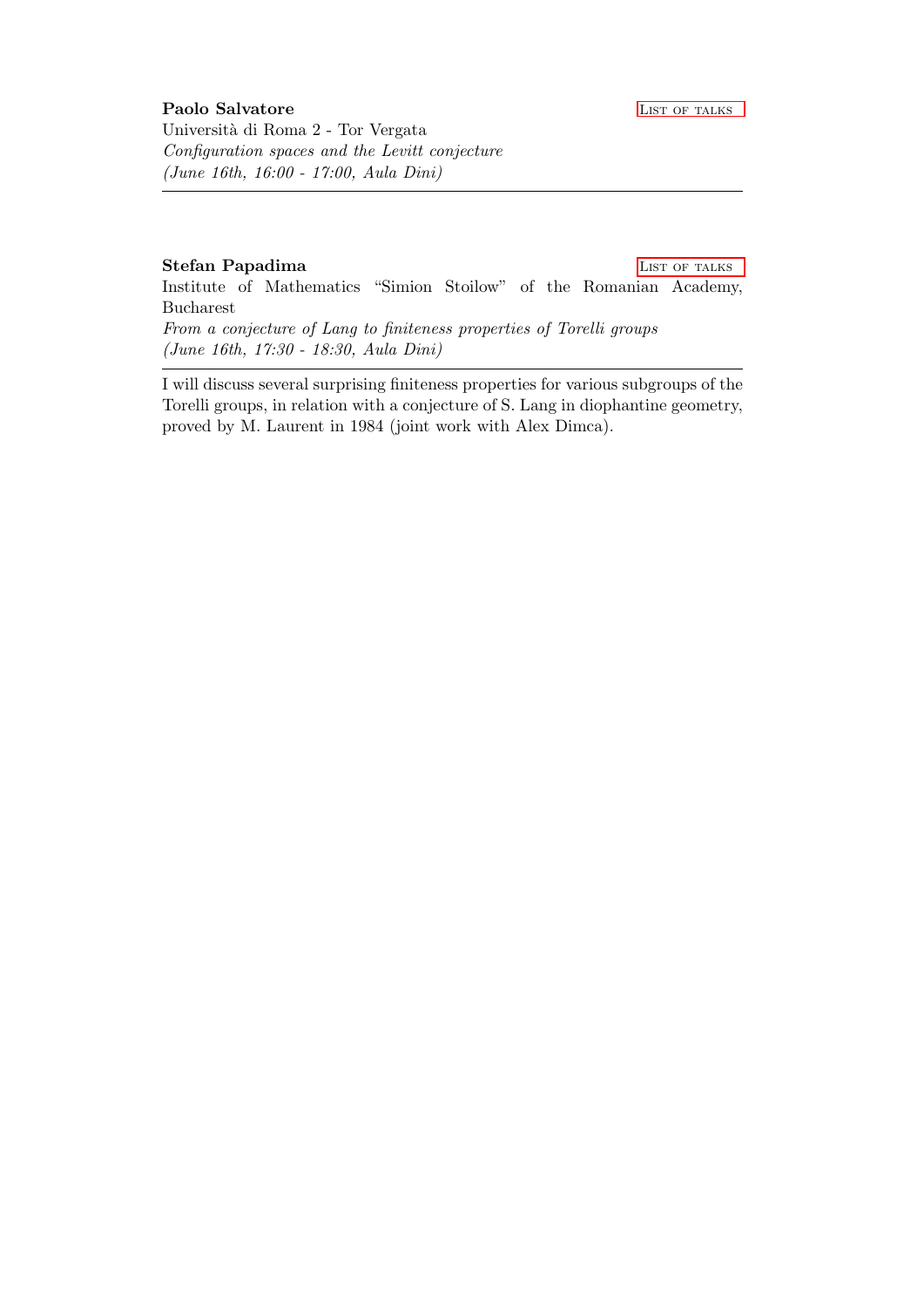**Paolo Salvatore** List of talks

Università di Roma 2 - Tor Vergata

*Configuration spaces and the Levitt conjecture*

*(June 16th, 16:00 - 17:00, Aula Dini)*

---

**Stefan Papadima** List of talks

Institute of Mathematics "Simion Stoilow" of the Romanian Academy, Bucharest

*From a conjecture of Lang to finiteness properties of Torelli groups*

*(June 16th, 17:30 - 18:30, Aula Dini)*

---

I will discuss several surprising finiteness properties for various subgroups of the Torelli groups, in relation with a conjecture of S. Lang in diophantine geometry, proved by M. Laurent in 1984 (joint work with Alex Dimca).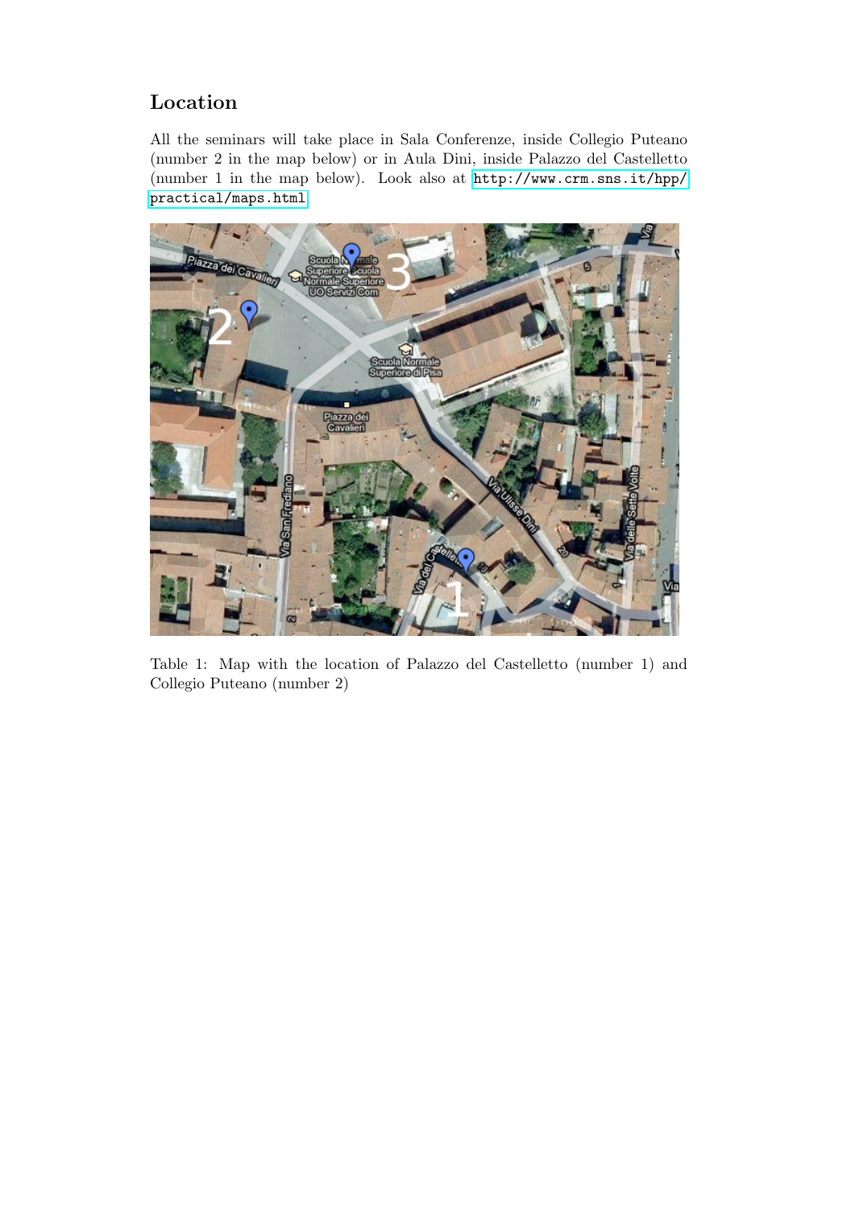## Location

All the seminars will take place in Sala Conferenze, inside Collegio Puteano (number 2 in the map below) or in Aula Dini, inside Palazzo del Castelletto (number 1 in the map below). Look also at http://www.crm.sns.it/hpp/practical/maps.html

Table 1: Map with the location of Palazzo del Castelletto (number 1) and Collegio Puteano (number 2)